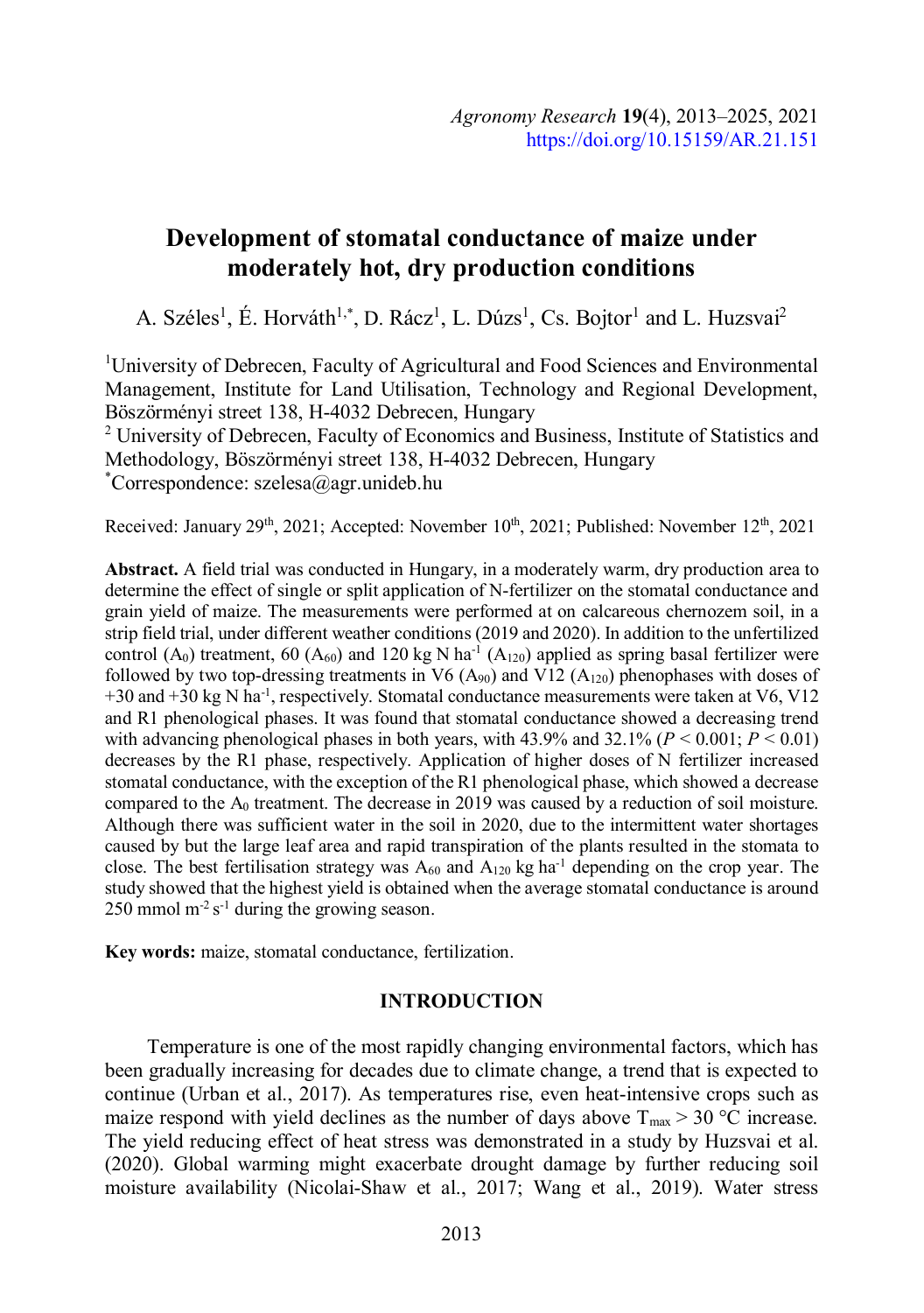# Development of stomatal conductance of maize under moderately hot, dry production conditions

A. Széles[1], É. Horváth[1,*], D. Rácz[1], L. Dúzs[1], Cs. Bojtor[1] and L. Huzsvai[2]

[1]University of Debrecen, Faculty of Agricultural and Food Sciences and Environmental Management, Institute for Land Utilisation, Technology and Regional Development, Böszörményi street 138, H-4032 Debrecen, Hungary

[2] University of Debrecen, Faculty of Economics and Business, Institute of Statistics and Methodology, Böszörményi street 138, H-4032 Debrecen, Hungary

[*]Correspondence: szelesa@agr.unideb.hu

Received: January 29th, 2021; Accepted: November 10th, 2021; Published: November 12th, 2021

**Abstract.** A field trial was conducted in Hungary, in a moderately warm, dry production area to determine the effect of single or split application of N-fertilizer on the stomatal conductance and grain yield of maize. The measurements were performed at on calcareous chernozem soil, in a strip field trial, under different weather conditions (2019 and 2020). In addition to the unfertilized control ($A_0$) treatment, 60 ($A_{60}$) and 120 kg N ha$^{-1}$ ($A_{120}$) applied as spring basal fertilizer were followed by two top-dressing treatments in V6 ($A_{90}$) and V12 ($A_{120}$) phenophases with doses of +30 and +30 kg N ha$^{-1}$, respectively. Stomatal conductance measurements were taken at V6, V12 and R1 phenological phases. It was found that stomatal conductance showed a decreasing trend with advancing phenological phases in both years, with 43.9% and 32.1% ($P < 0.001$; $P < 0.01$) decreases by the R1 phase, respectively. Application of higher doses of N fertilizer increased stomatal conductance, with the exception of the R1 phenological phase, which showed a decrease compared to the $A_0$ treatment. The decrease in 2019 was caused by a reduction of soil moisture. Although there was sufficient water in the soil in 2020, due to the intermittent water shortages caused by but the large leaf area and rapid transpiration of the plants resulted in the stomata to close. The best fertilisation strategy was $A_{60}$ and $A_{120}$ kg ha$^{-1}$ depending on the crop year. The study showed that the highest yield is obtained when the average stomatal conductance is around 250 mmol m$^{-2}$ s$^{-1}$ during the growing season.

**Key words:** maize, stomatal conductance, fertilization.

## INTRODUCTION

Temperature is one of the most rapidly changing environmental factors, which has been gradually increasing for decades due to climate change, a trend that is expected to continue (Urban et al., 2017). As temperatures rise, even heat-intensive crops such as maize respond with yield declines as the number of days above $T_{max} > 30$ °C increase. The yield reducing effect of heat stress was demonstrated in a study by Huzsvai et al. (2020). Global warming might exacerbate drought damage by further reducing soil moisture availability (Nicolai-Shaw et al., 2017; Wang et al., 2019). Water stress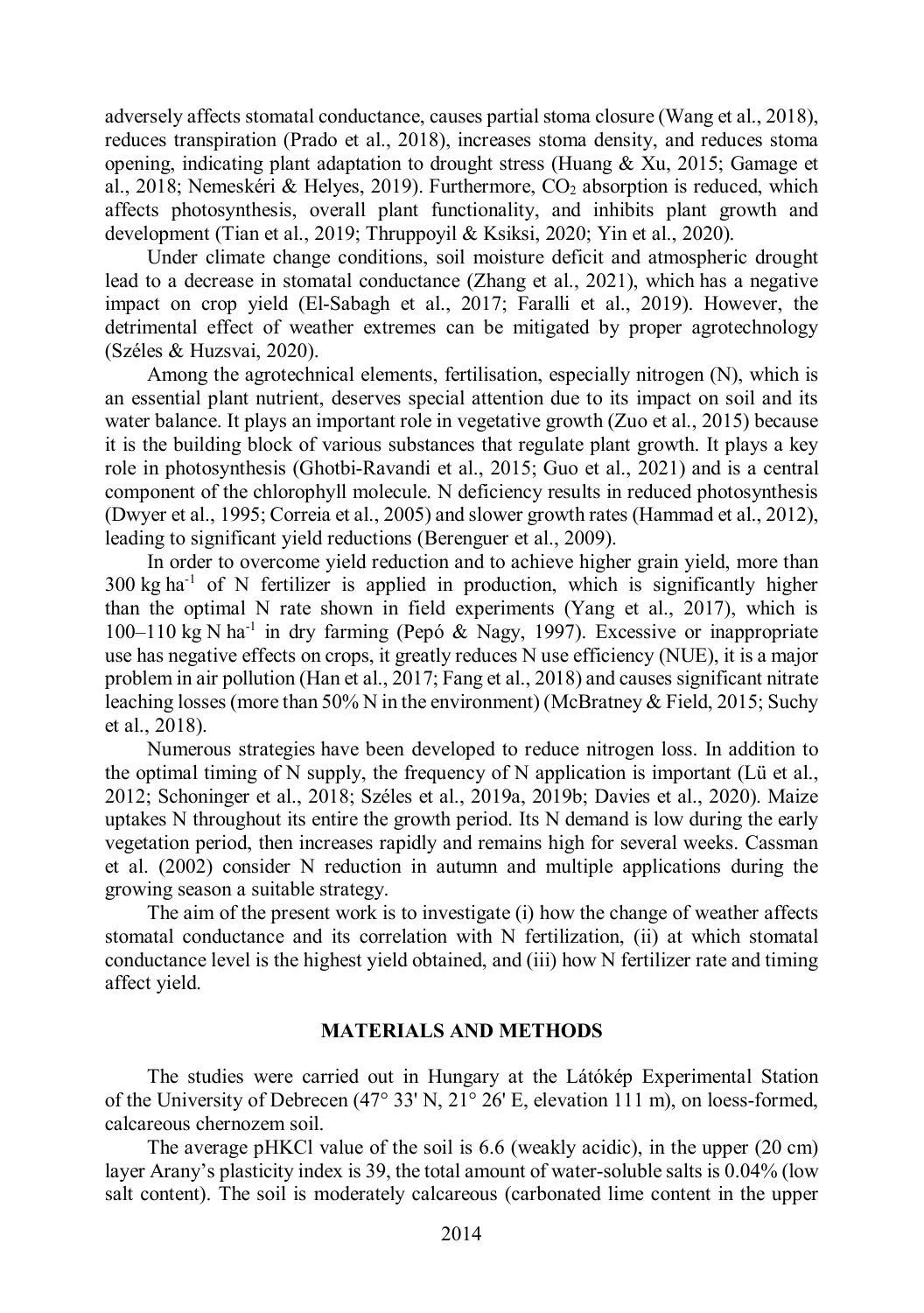adversely affects stomatal conductance, causes partial stoma closure (Wang et al., 2018), reduces transpiration (Prado et al., 2018), increases stoma density, and reduces stoma opening, indicating plant adaptation to drought stress (Huang & Xu, 2015; Gamage et al., 2018; Nemeskéri & Helyes, 2019). Furthermore, $CO_2$ absorption is reduced, which affects photosynthesis, overall plant functionality, and inhibits plant growth and development (Tian et al., 2019; Thruppoyil & Ksiksi, 2020; Yin et al., 2020).

Under climate change conditions, soil moisture deficit and atmospheric drought lead to a decrease in stomatal conductance (Zhang et al., 2021), which has a negative impact on crop yield (El-Sabagh et al., 2017; Faralli et al., 2019). However, the detrimental effect of weather extremes can be mitigated by proper agrotechnology (Széles & Huzsvai, 2020).

Among the agrotechnical elements, fertilisation, especially nitrogen (N), which is an essential plant nutrient, deserves special attention due to its impact on soil and its water balance. It plays an important role in vegetative growth (Zuo et al., 2015) because it is the building block of various substances that regulate plant growth. It plays a key role in photosynthesis (Ghotbi-Ravandi et al., 2015; Guo et al., 2021) and is a central component of the chlorophyll molecule. N deficiency results in reduced photosynthesis (Dwyer et al., 1995; Correia et al., 2005) and slower growth rates (Hammad et al., 2012), leading to significant yield reductions (Berenguer et al., 2009).

In order to overcome yield reduction and to achieve higher grain yield, more than 300 kg $ha^{-1}$ of N fertilizer is applied in production, which is significantly higher than the optimal N rate shown in field experiments (Yang et al., 2017), which is 100–110 kg N $ha^{-1}$ in dry farming (Pepó & Nagy, 1997). Excessive or inappropriate use has negative effects on crops, it greatly reduces N use efficiency (NUE), it is a major problem in air pollution (Han et al., 2017; Fang et al., 2018) and causes significant nitrate leaching losses (more than 50% N in the environment) (McBratney & Field, 2015; Suchy et al., 2018).

Numerous strategies have been developed to reduce nitrogen loss. In addition to the optimal timing of N supply, the frequency of N application is important (Lü et al., 2012; Schoninger et al., 2018; Széles et al., 2019a, 2019b; Davies et al., 2020). Maize uptakes N throughout its entire the growth period. Its N demand is low during the early vegetation period, then increases rapidly and remains high for several weeks. Cassman et al. (2002) consider N reduction in autumn and multiple applications during the growing season a suitable strategy.

The aim of the present work is to investigate (i) how the change of weather affects stomatal conductance and its correlation with N fertilization, (ii) at which stomatal conductance level is the highest yield obtained, and (iii) how N fertilizer rate and timing affect yield.

## MATERIALS AND METHODS

The studies were carried out in Hungary at the Látókép Experimental Station of the University of Debrecen (47° 33' N, 21° 26' E, elevation 111 m), on loess-formed, calcareous chernozem soil.

The average pHKCl value of the soil is 6.6 (weakly acidic), in the upper (20 cm) layer Arany's plasticity index is 39, the total amount of water-soluble salts is 0.04% (low salt content). The soil is moderately calcareous (carbonated lime content in the upper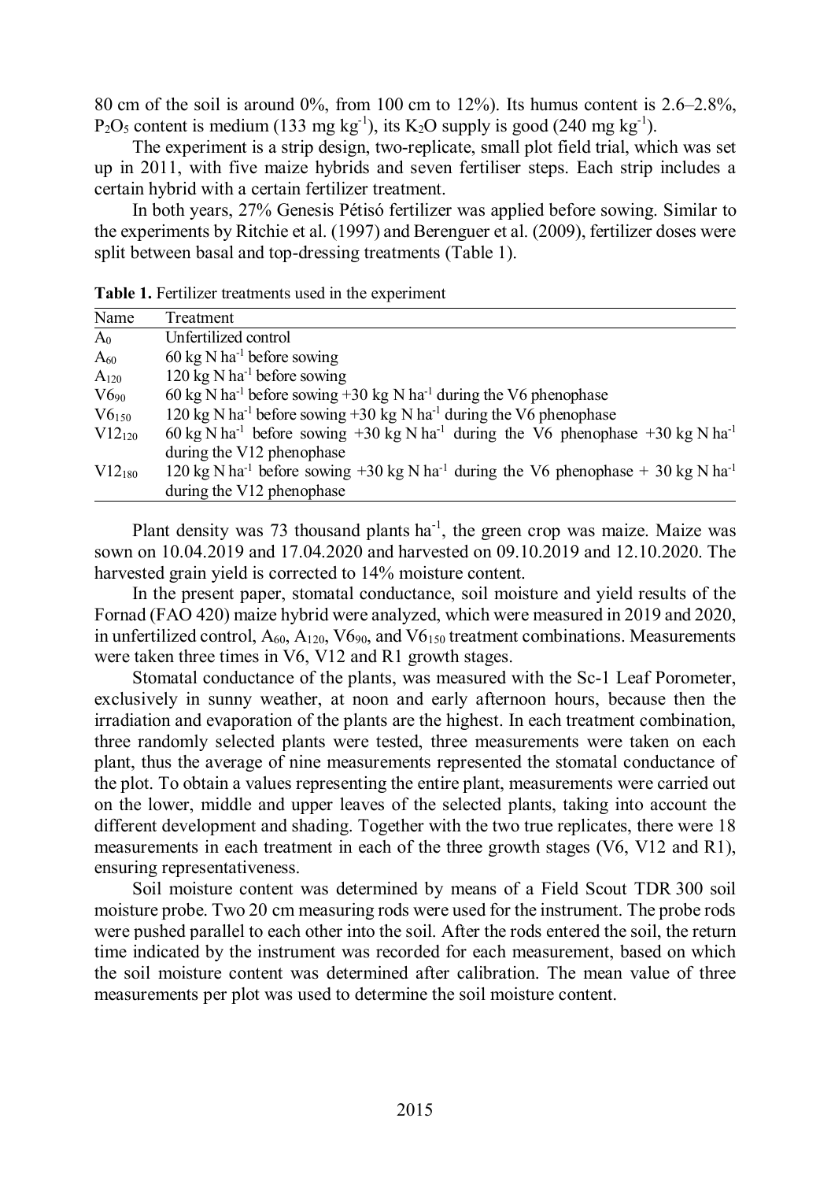80 cm of the soil is around 0%, from 100 cm to 12%). Its humus content is 2.6–2.8%, $P_2O_5$ content is medium (133 mg kg$^{-1}$), its $K_2O$ supply is good (240 mg kg$^{-1}$).

The experiment is a strip design, two-replicate, small plot field trial, which was set up in 2011, with five maize hybrids and seven fertiliser steps. Each strip includes a certain hybrid with a certain fertilizer treatment.

In both years, 27% Genesis Pétisó fertilizer was applied before sowing. Similar to the experiments by Ritchie et al. (1997) and Berenguer et al. (2009), fertilizer doses were split between basal and top-dressing treatments (Table 1).

**Table 1.** Fertilizer treatments used in the experiment

| Name | Treatment |
|---|---|
| $A_0$ | Unfertilized control |
| $A_{60}$ | 60 kg N ha$^{-1}$ before sowing |
| $A_{120}$ | 120 kg N ha$^{-1}$ before sowing |
| $V6_{90}$ | 60 kg N ha$^{-1}$ before sowing +30 kg N ha$^{-1}$ during the V6 phenophase |
| $V6_{150}$ | 120 kg N ha$^{-1}$ before sowing +30 kg N ha$^{-1}$ during the V6 phenophase |
| $V12_{120}$ | 60 kg N ha$^{-1}$ before sowing +30 kg N ha$^{-1}$ during the V6 phenophase +30 kg N ha$^{-1}$ during the V12 phenophase |
| $V12_{180}$ | 120 kg N ha$^{-1}$ before sowing +30 kg N ha$^{-1}$ during the V6 phenophase + 30 kg N ha$^{-1}$ during the V12 phenophase |

Plant density was 73 thousand plants ha$^{-1}$, the green crop was maize. Maize was sown on 10.04.2019 and 17.04.2020 and harvested on 09.10.2019 and 12.10.2020. The harvested grain yield is corrected to 14% moisture content.

In the present paper, stomatal conductance, soil moisture and yield results of the Fornad (FAO 420) maize hybrid were analyzed, which were measured in 2019 and 2020, in unfertilized control, $A_{60}$, $A_{120}$, $V6_{90}$, and $V6_{150}$ treatment combinations. Measurements were taken three times in V6, V12 and R1 growth stages.

Stomatal conductance of the plants, was measured with the Sc-1 Leaf Porometer, exclusively in sunny weather, at noon and early afternoon hours, because then the irradiation and evaporation of the plants are the highest. In each treatment combination, three randomly selected plants were tested, three measurements were taken on each plant, thus the average of nine measurements represented the stomatal conductance of the plot. To obtain a values representing the entire plant, measurements were carried out on the lower, middle and upper leaves of the selected plants, taking into account the different development and shading. Together with the two true replicates, there were 18 measurements in each treatment in each of the three growth stages (V6, V12 and R1), ensuring representativeness.

Soil moisture content was determined by means of a Field Scout TDR 300 soil moisture probe. Two 20 cm measuring rods were used for the instrument. The probe rods were pushed parallel to each other into the soil. After the rods entered the soil, the return time indicated by the instrument was recorded for each measurement, based on which the soil moisture content was determined after calibration. The mean value of three measurements per plot was used to determine the soil moisture content.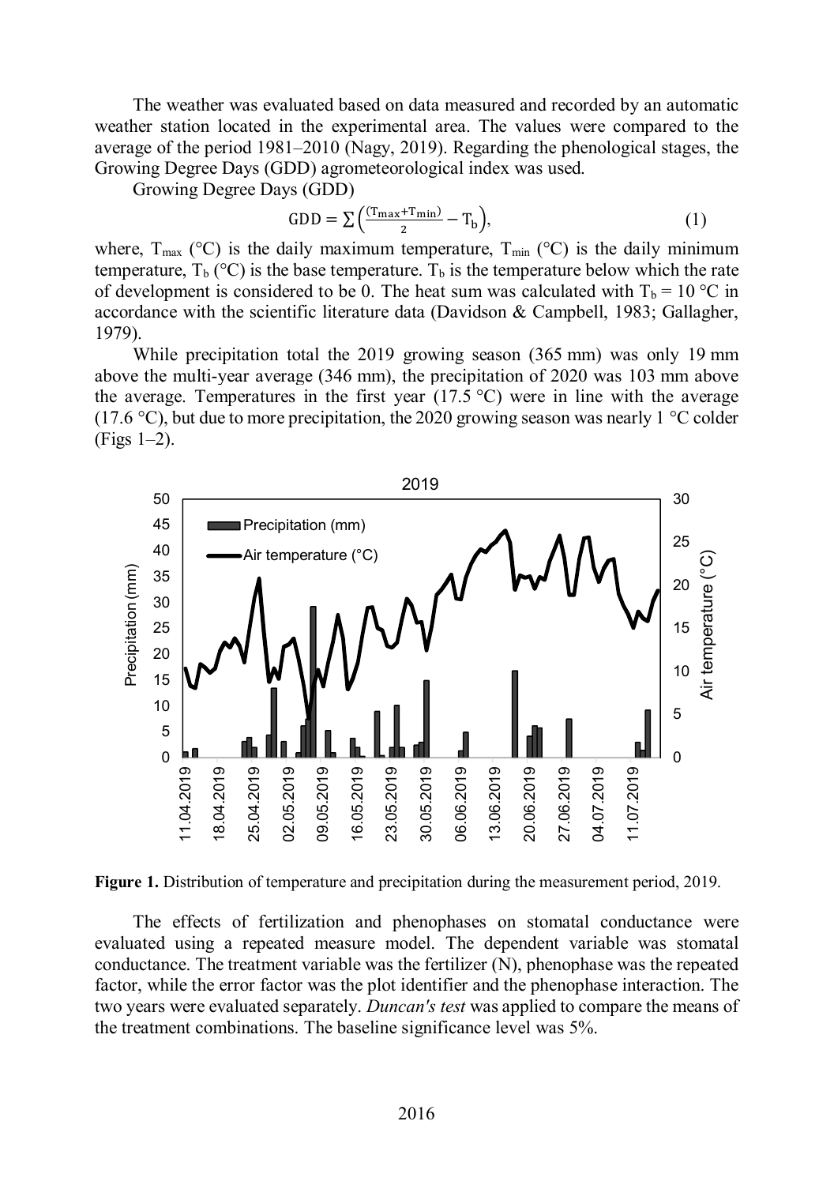The weather was evaluated based on data measured and recorded by an automatic weather station located in the experimental area. The values were compared to the average of the period 1981–2010 (Nagy, 2019). Regarding the phenological stages, the Growing Degree Days (GDD) agrometeorological index was used.

Growing Degree Days (GDD)

$$\mathrm{GDD} = \sum \left( \frac{(\mathrm{T}_{\max} + \mathrm{T}_{\min})}{2} - \mathrm{T}_{\mathrm{b}} \right), \quad (1)$$

where, $T_{max}$ (°C) is the daily maximum temperature, $T_{min}$ (°C) is the daily minimum temperature, $T_b$ (°C) is the base temperature. $T_b$ is the temperature below which the rate of development is considered to be 0. The heat sum was calculated with $T_b$ = 10 °C in accordance with the scientific literature data (Davidson & Campbell, 1983; Gallagher, 1979).

While precipitation total the 2019 growing season (365 mm) was only 19 mm above the multi-year average (346 mm), the precipitation of 2020 was 103 mm above the average. Temperatures in the first year (17.5 °C) were in line with the average (17.6 °C), but due to more precipitation, the 2020 growing season was nearly 1 °C colder (Figs 1–2).

2019

Precipitation (mm)

Air temperature (°C)

0 5 10 15 20 25 30 35 40 45 50

0 5 10 15 20 25 30

11.04.2019 18.04.2019 25.04.2019 02.05.2019 09.05.2019 16.05.2019 23.05.2019 30.05.2019 06.06.2019 13.06.2019 20.06.2019 27.06.2019 04.07.2019 11.07.2019

**Figure 1.** Distribution of temperature and precipitation during the measurement period, 2019.

The effects of fertilization and phenophases on stomatal conductance were evaluated using a repeated measure model. The dependent variable was stomatal conductance. The treatment variable was the fertilizer (N), phenophase was the repeated factor, while the error factor was the plot identifier and the phenophase interaction. The two years were evaluated separately. *Duncan's test* was applied to compare the means of the treatment combinations. The baseline significance level was 5%.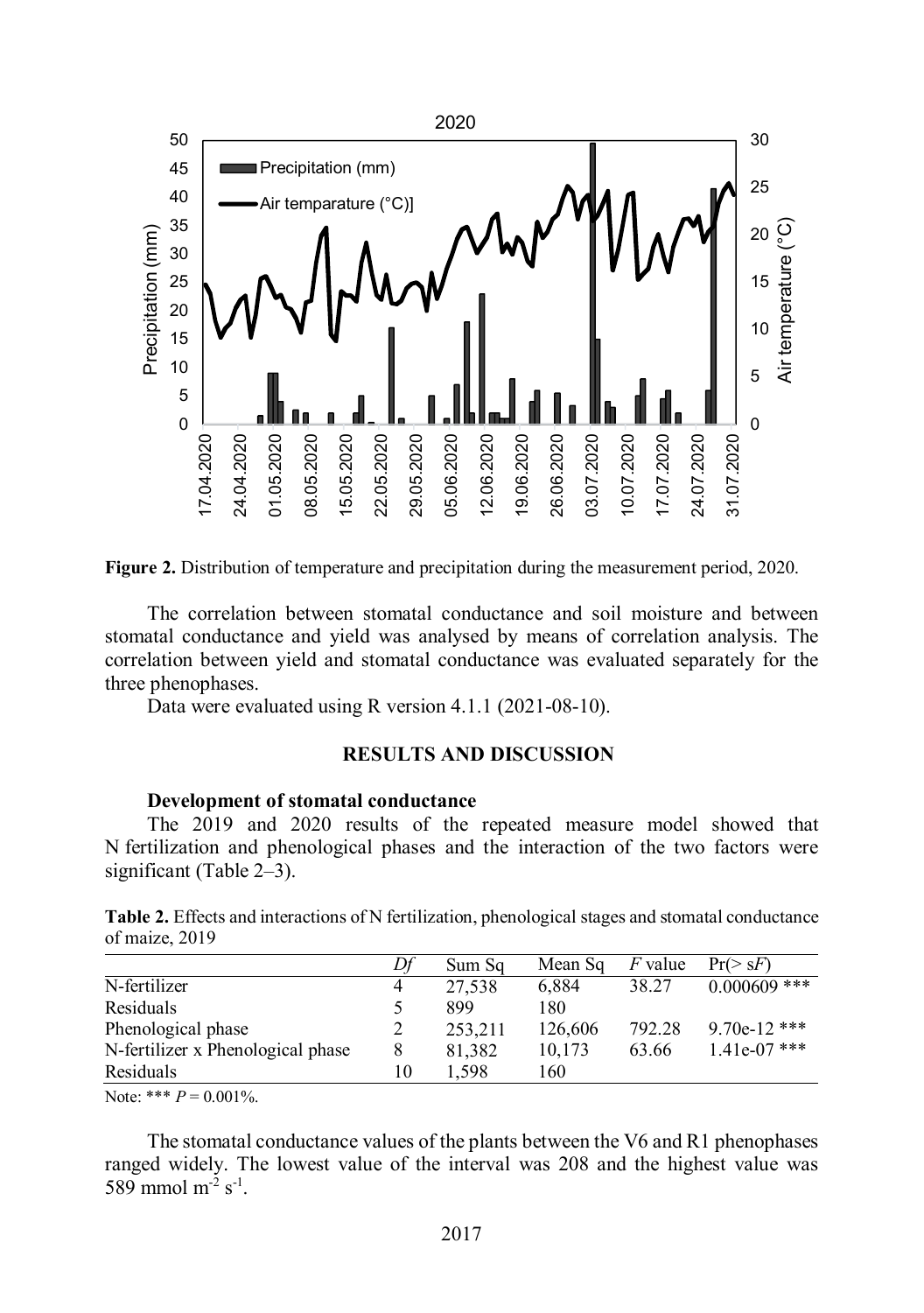2020

Precipitation (mm)

Air temparature (°C)]

Precipitation (mm)

Air temperature (°C)

50
45
40
35
30
25
20
15
10
5
0

30
25
20
15
10
5
0

17.04.2020
24.04.2020
01.05.2020
08.05.2020
15.05.2020
22.05.2020
29.05.2020
05.06.2020
12.06.2020
19.06.2020
26.06.2020
03.07.2020
10.07.2020
17.07.2020
24.07.2020
31.07.2020

**Figure 2.** Distribution of temperature and precipitation during the measurement period, 2020.

The correlation between stomatal conductance and soil moisture and between stomatal conductance and yield was analysed by means of correlation analysis. The correlation between yield and stomatal conductance was evaluated separately for the three phenophases.

Data were evaluated using R version 4.1.1 (2021-08-10).

## RESULTS AND DISCUSSION

### Development of stomatal conductance

The 2019 and 2020 results of the repeated measure model showed that N fertilization and phenological phases and the interaction of the two factors were significant (Table 2–3).

**Table 2.** Effects and interactions of N fertilization, phenological stages and stomatal conductance of maize, 2019

| | *Df* | Sum Sq | Mean Sq | *F* value | Pr(> s*F*) |
|---|---|---|---|---|---|
| N-fertilizer | 4 | 27,538 | 6,884 | 38.27 | 0.000609 *** |
| Residuals | 5 | 899 | 180 | | |
| Phenological phase | 2 | 253,211 | 126,606 | 792.28 | 9.70e-12 *** |
| N-fertilizer x Phenological phase | 8 | 81,382 | 10,173 | 63.66 | 1.41e-07 *** |
| Residuals | 10 | 1,598 | 160 | | |

Note: *** $P = 0.001\%$.

The stomatal conductance values of the plants between the V6 and R1 phenophases ranged widely. The lowest value of the interval was 208 and the highest value was 589 mmol $m^{-2}$ $s^{-1}$.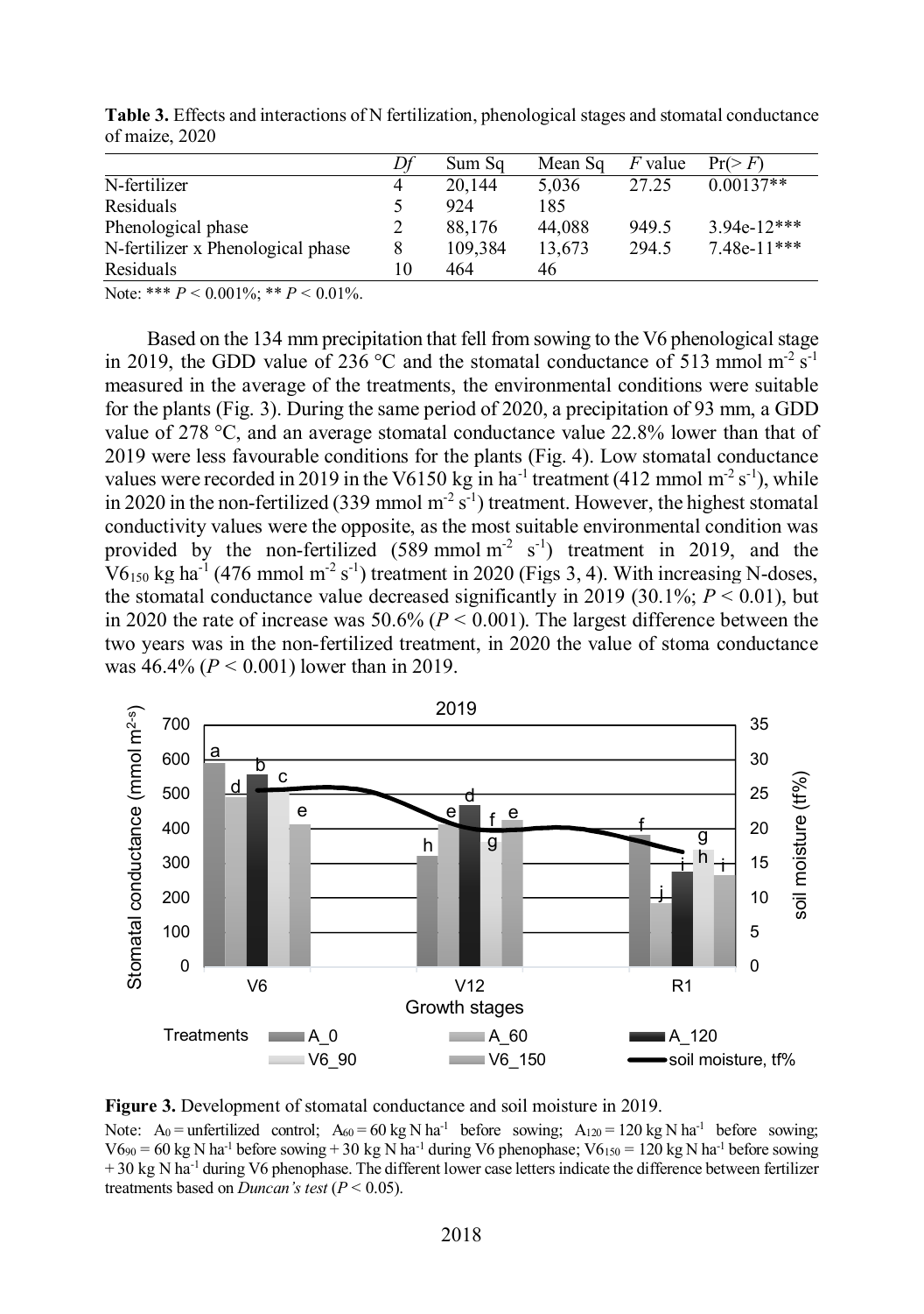**Table 3.** Effects and interactions of N fertilization, phenological stages and stomatal conductance of maize, 2020

| | *Df* | Sum Sq | Mean Sq | *F* value | Pr(> *F*) |
|---|---|---|---|---|---|
| N-fertilizer | 4 | 20,144 | 5,036 | 27.25 | 0.00137** |
| Residuals | 5 | 924 | 185 | | |
| Phenological phase | 2 | 88,176 | 44,088 | 949.5 | 3.94e-12*** |
| N-fertilizer x Phenological phase | 8 | 109,384 | 13,673 | 294.5 | 7.48e-11*** |
| Residuals | 10 | 464 | 46 | | |

Note: *** $P < 0.001\%$; ** $P < 0.01\%$.

Based on the 134 mm precipitation that fell from sowing to the V6 phenological stage in 2019, the GDD value of 236 °C and the stomatal conductance of 513 mmol $m^{-2}$ $s^{-1}$ measured in the average of the treatments, the environmental conditions were suitable for the plants (Fig. 3). During the same period of 2020, a precipitation of 93 mm, a GDD value of 278 °C, and an average stomatal conductance value 22.8% lower than that of 2019 were less favourable conditions for the plants (Fig. 4). Low stomatal conductance values were recorded in 2019 in the V6150 kg in $ha^{-1}$ treatment (412 mmol $m^{-2}$ $s^{-1}$), while in 2020 in the non-fertilized (339 mmol $m^{-2}$ $s^{-1}$) treatment. However, the highest stomatal conductivity values were the opposite, as the most suitable environmental condition was provided by the non-fertilized (589 mmol $m^{-2}$ $s^{-1}$) treatment in 2019, and the $V6_{150}$ kg $ha^{-1}$ (476 mmol $m^{-2}$ $s^{-1}$) treatment in 2020 (Figs 3, 4). With increasing N-doses, the stomatal conductance value decreased significantly in 2019 (30.1%; $P < 0.01$), but in 2020 the rate of increase was 50.6% ($P < 0.001$). The largest difference between the two years was in the non-fertilized treatment, in 2020 the value of stoma conductance was 46.4% ($P < 0.001$) lower than in 2019.

**Figure 3.** Development of stomatal conductance and soil moisture in 2019.

Note: $A_0$ = unfertilized control; $A_{60}$ = 60 kg N $ha^{-1}$ before sowing; $A_{120}$ = 120 kg N $ha^{-1}$ before sowing; $V6_{90}$ = 60 kg N $ha^{-1}$ before sowing + 30 kg N $ha^{-1}$ during V6 phenophase; $V6_{150}$ = 120 kg N $ha^{-1}$ before sowing + 30 kg N $ha^{-1}$ during V6 phenophase. The different lower case letters indicate the difference between fertilizer treatments based on *Duncan's test* ($P < 0.05$).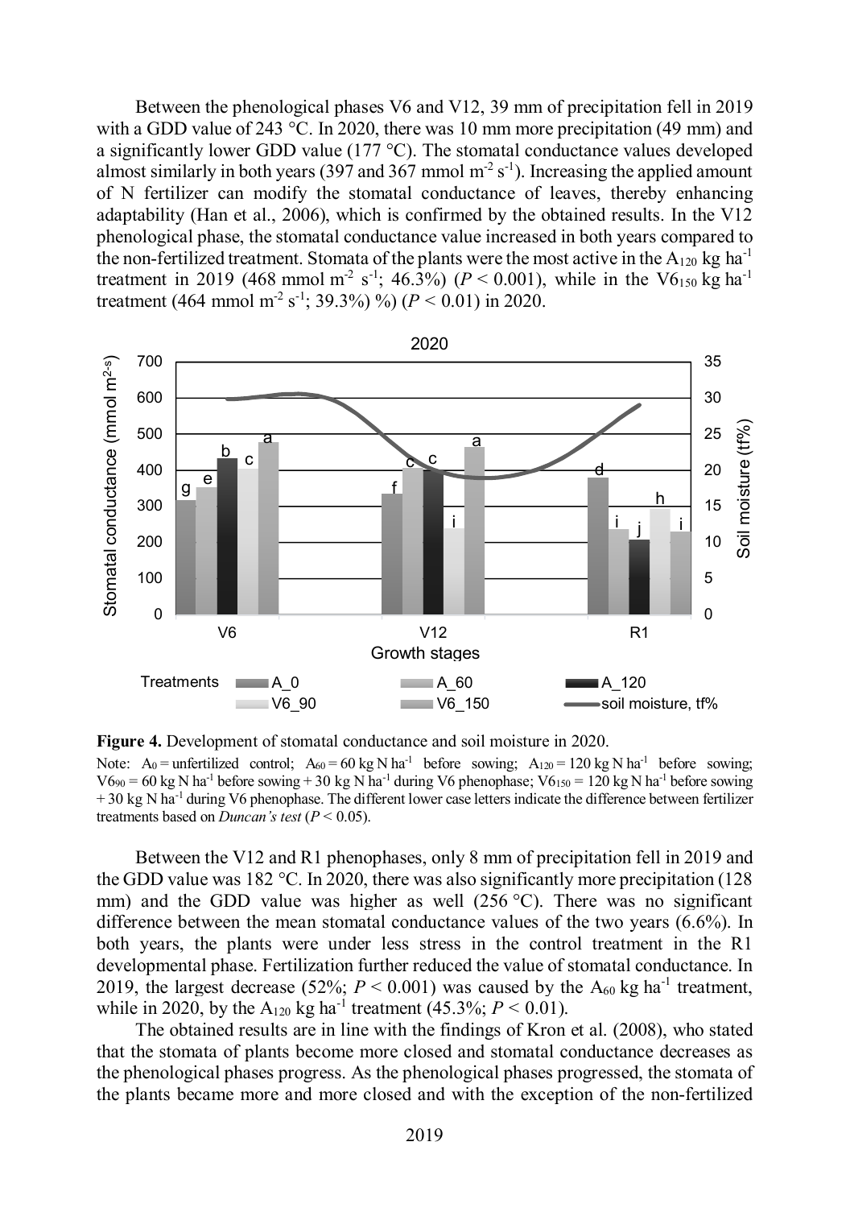Between the phenological phases V6 and V12, 39 mm of precipitation fell in 2019 with a GDD value of 243 °C. In 2020, there was 10 mm more precipitation (49 mm) and a significantly lower GDD value (177 °C). The stomatal conductance values developed almost similarly in both years (397 and 367 mmol $m^{-2}$ $s^{-1}$). Increasing the applied amount of N fertilizer can modify the stomatal conductance of leaves, thereby enhancing adaptability (Han et al., 2006), which is confirmed by the obtained results. In the V12 phenological phase, the stomatal conductance value increased in both years compared to the non-fertilized treatment. Stomata of the plants were the most active in the $A_{120}$ kg $ha^{-1}$ treatment in 2019 (468 mmol $m^{-2}$ $s^{-1}$; 46.3%) ($P < 0.001$), while in the $V6_{150}$ kg $ha^{-1}$ treatment (464 mmol $m^{-2}$ $s^{-1}$; 39.3%) %) ($P < 0.01$) in 2020.

2020

Stomatal conductance (mmol m2-s)

Soil moisture (tf%)

700, 600, 500, 400, 300, 200, 100, 0

35, 30, 25, 20, 15, 10, 5, 0

g e b c a | f c c i a | d i j h i

V6 V12 R1

Growth stages

Treatments: A_0, A_60, A_120, V6_90, V6_150, soil moisture, tf%

**Figure 4.** Development of stomatal conductance and soil moisture in 2020.

Note: $A_0$ = unfertilized control; $A_{60}$ = 60 kg N $ha^{-1}$ before sowing; $A_{120}$ = 120 kg N $ha^{-1}$ before sowing; $V6_{90}$ = 60 kg N $ha^{-1}$ before sowing + 30 kg N $ha^{-1}$ during V6 phenophase; $V6_{150}$ = 120 kg N $ha^{-1}$ before sowing + 30 kg N $ha^{-1}$ during V6 phenophase. The different lower case letters indicate the difference between fertilizer treatments based on *Duncan's test* ($P < 0.05$).

Between the V12 and R1 phenophases, only 8 mm of precipitation fell in 2019 and the GDD value was 182 °C. In 2020, there was also significantly more precipitation (128 mm) and the GDD value was higher as well (256 °C). There was no significant difference between the mean stomatal conductance values of the two years (6.6%). In both years, the plants were under less stress in the control treatment in the R1 developmental phase. Fertilization further reduced the value of stomatal conductance. In 2019, the largest decrease (52%; $P < 0.001$) was caused by the $A_{60}$ kg $ha^{-1}$ treatment, while in 2020, by the $A_{120}$ kg $ha^{-1}$ treatment (45.3%; $P < 0.01$).

The obtained results are in line with the findings of Kron et al. (2008), who stated that the stomata of plants become more closed and stomatal conductance decreases as the phenological phases progress. As the phenological phases progressed, the stomata of the plants became more and more closed and with the exception of the non-fertilized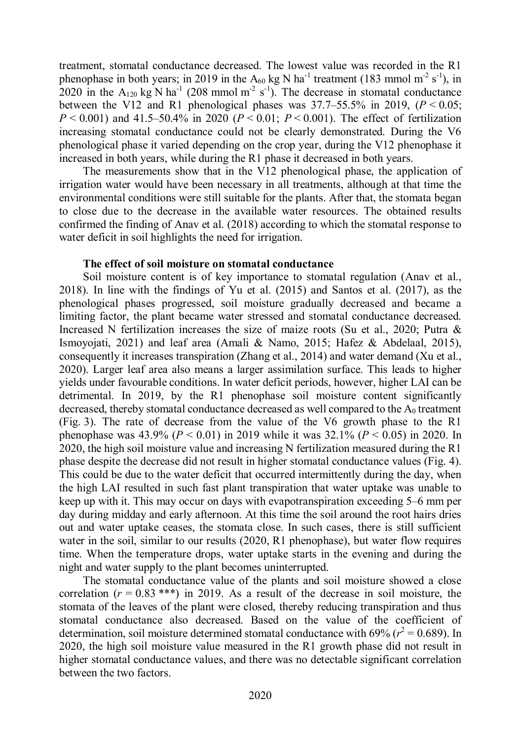treatment, stomatal conductance decreased. The lowest value was recorded in the R1 phenophase in both years; in 2019 in the $A_{60}$ kg N ha$^{-1}$ treatment (183 mmol m$^{-2}$ s$^{-1}$), in 2020 in the $A_{120}$ kg N ha$^{-1}$ (208 mmol m$^{-2}$ s$^{-1}$). The decrease in stomatal conductance between the V12 and R1 phenological phases was 37.7–55.5% in 2019, ($P < 0.05$; $P < 0.001$) and 41.5–50.4% in 2020 ($P < 0.01$; $P < 0.001$). The effect of fertilization increasing stomatal conductance could not be clearly demonstrated. During the V6 phenological phase it varied depending on the crop year, during the V12 phenophase it increased in both years, while during the R1 phase it decreased in both years.

The measurements show that in the V12 phenological phase, the application of irrigation water would have been necessary in all treatments, although at that time the environmental conditions were still suitable for the plants. After that, the stomata began to close due to the decrease in the available water resources. The obtained results confirmed the finding of Anav et al. (2018) according to which the stomatal response to water deficit in soil highlights the need for irrigation.

### The effect of soil moisture on stomatal conductance

Soil moisture content is of key importance to stomatal regulation (Anav et al., 2018). In line with the findings of Yu et al. (2015) and Santos et al. (2017), as the phenological phases progressed, soil moisture gradually decreased and became a limiting factor, the plant became water stressed and stomatal conductance decreased. Increased N fertilization increases the size of maize roots (Su et al., 2020; Putra & Ismoyojati, 2021) and leaf area (Amali & Namo, 2015; Hafez & Abdelaal, 2015), consequently it increases transpiration (Zhang et al., 2014) and water demand (Xu et al., 2020). Larger leaf area also means a larger assimilation surface. This leads to higher yields under favourable conditions. In water deficit periods, however, higher LAI can be detrimental. In 2019, by the R1 phenophase soil moisture content significantly decreased, thereby stomatal conductance decreased as well compared to the $A_0$ treatment (Fig. 3). The rate of decrease from the value of the V6 growth phase to the R1 phenophase was 43.9% ($P < 0.01$) in 2019 while it was 32.1% ($P < 0.05$) in 2020. In 2020, the high soil moisture value and increasing N fertilization measured during the R1 phase despite the decrease did not result in higher stomatal conductance values (Fig. 4). This could be due to the water deficit that occurred intermittently during the day, when the high LAI resulted in such fast plant transpiration that water uptake was unable to keep up with it. This may occur on days with evapotranspiration exceeding 5–6 mm per day during midday and early afternoon. At this time the soil around the root hairs dries out and water uptake ceases, the stomata close. In such cases, there is still sufficient water in the soil, similar to our results (2020, R1 phenophase), but water flow requires time. When the temperature drops, water uptake starts in the evening and during the night and water supply to the plant becomes uninterrupted.

The stomatal conductance value of the plants and soil moisture showed a close correlation ($r = 0.83$ \*\*\*) in 2019. As a result of the decrease in soil moisture, the stomata of the leaves of the plant were closed, thereby reducing transpiration and thus stomatal conductance also decreased. Based on the value of the coefficient of determination, soil moisture determined stomatal conductance with 69% ($r^2 = 0.689$). In 2020, the high soil moisture value measured in the R1 growth phase did not result in higher stomatal conductance values, and there was no detectable significant correlation between the two factors.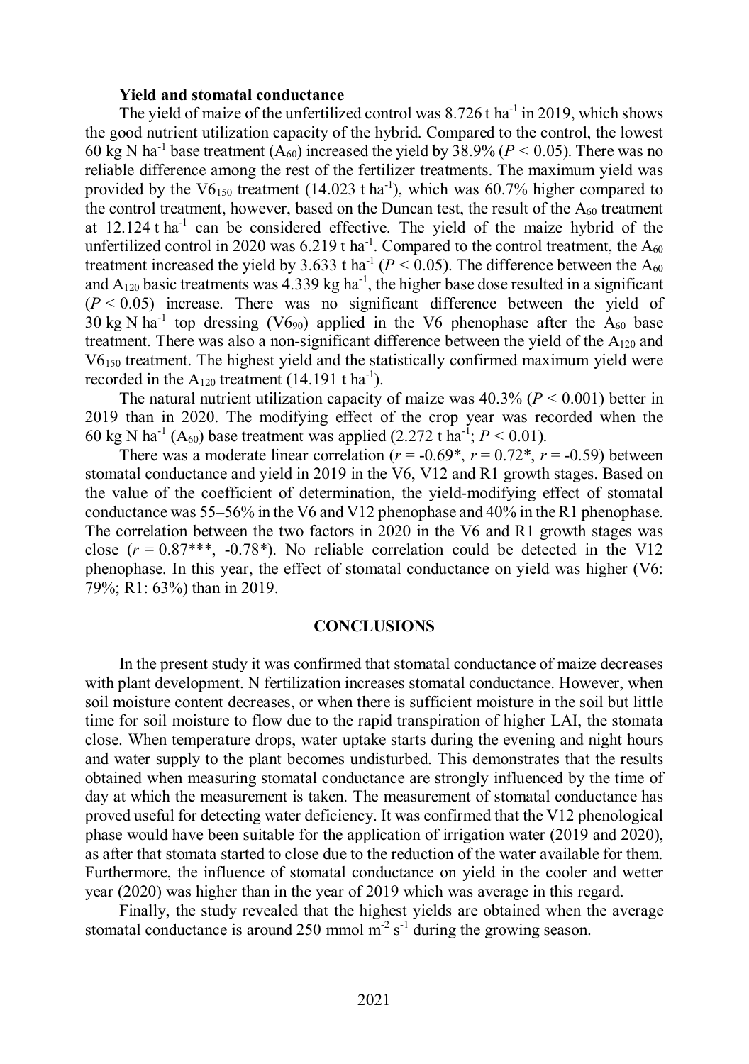### Yield and stomatal conductance

The yield of maize of the unfertilized control was 8.726 t $ha^{-1}$ in 2019, which shows the good nutrient utilization capacity of the hybrid. Compared to the control, the lowest 60 kg N $ha^{-1}$ base treatment ($A_{60}$) increased the yield by 38.9% ($P < 0.05$). There was no reliable difference among the rest of the fertilizer treatments. The maximum yield was provided by the $V6_{150}$ treatment (14.023 t $ha^{-1}$), which was 60.7% higher compared to the control treatment, however, based on the Duncan test, the result of the $A_{60}$ treatment at 12.124 t $ha^{-1}$ can be considered effective. The yield of the maize hybrid of the unfertilized control in 2020 was 6.219 t $ha^{-1}$. Compared to the control treatment, the $A_{60}$ treatment increased the yield by 3.633 t $ha^{-1}$ ($P < 0.05$). The difference between the $A_{60}$ and $A_{120}$ basic treatments was 4.339 kg $ha^{-1}$, the higher base dose resulted in a significant ($P < 0.05$) increase. There was no significant difference between the yield of 30 kg N $ha^{-1}$ top dressing ($V6_{90}$) applied in the V6 phenophase after the $A_{60}$ base treatment. There was also a non-significant difference between the yield of the $A_{120}$ and $V6_{150}$ treatment. The highest yield and the statistically confirmed maximum yield were recorded in the $A_{120}$ treatment (14.191 t $ha^{-1}$).

The natural nutrient utilization capacity of maize was 40.3% ($P < 0.001$) better in 2019 than in 2020. The modifying effect of the crop year was recorded when the 60 kg N $ha^{-1}$ ($A_{60}$) base treatment was applied (2.272 t $ha^{-1}$; $P < 0.01$).

There was a moderate linear correlation ($r = -0.69$*, $r = 0.72$*, $r = -0.59$) between stomatal conductance and yield in 2019 in the V6, V12 and R1 growth stages. Based on the value of the coefficient of determination, the yield-modifying effect of stomatal conductance was 55–56% in the V6 and V12 phenophase and 40% in the R1 phenophase. The correlation between the two factors in 2020 in the V6 and R1 growth stages was close ($r = 0.87$***, -0.78*). No reliable correlation could be detected in the V12 phenophase. In this year, the effect of stomatal conductance on yield was higher (V6: 79%; R1: 63%) than in 2019.

## CONCLUSIONS

In the present study it was confirmed that stomatal conductance of maize decreases with plant development. N fertilization increases stomatal conductance. However, when soil moisture content decreases, or when there is sufficient moisture in the soil but little time for soil moisture to flow due to the rapid transpiration of higher LAI, the stomata close. When temperature drops, water uptake starts during the evening and night hours and water supply to the plant becomes undisturbed. This demonstrates that the results obtained when measuring stomatal conductance are strongly influenced by the time of day at which the measurement is taken. The measurement of stomatal conductance has proved useful for detecting water deficiency. It was confirmed that the V12 phenological phase would have been suitable for the application of irrigation water (2019 and 2020), as after that stomata started to close due to the reduction of the water available for them. Furthermore, the influence of stomatal conductance on yield in the cooler and wetter year (2020) was higher than in the year of 2019 which was average in this regard.

Finally, the study revealed that the highest yields are obtained when the average stomatal conductance is around 250 mmol $m^{-2}$ $s^{-1}$ during the growing season.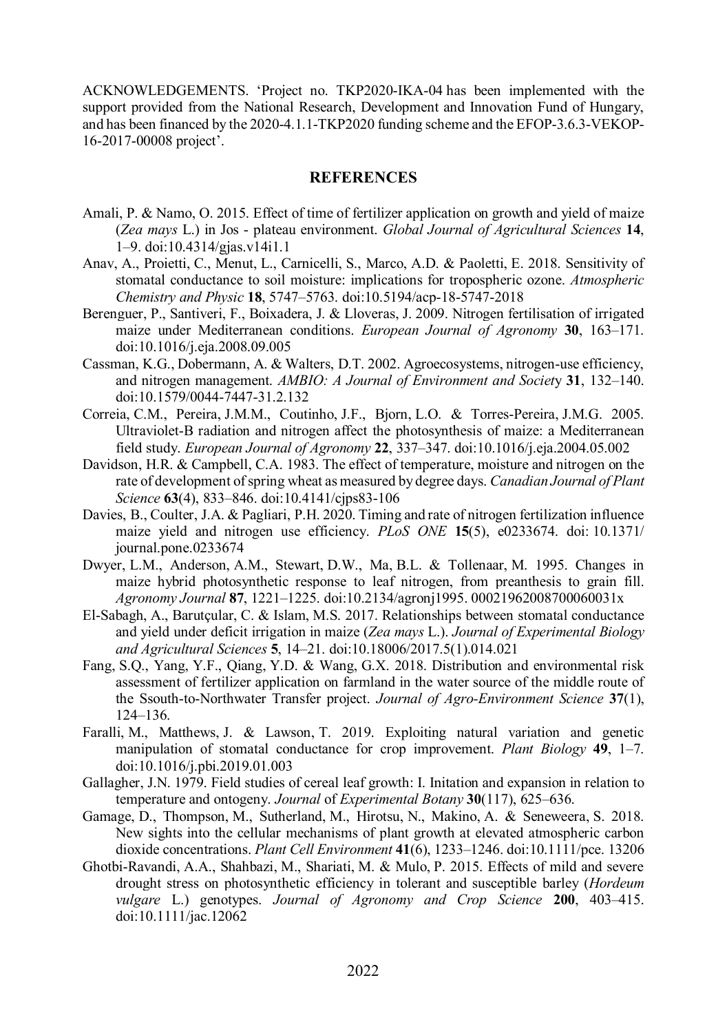ACKNOWLEDGEMENTS. 'Project no. TKP2020-IKA-04 has been implemented with the support provided from the National Research, Development and Innovation Fund of Hungary, and has been financed by the 2020-4.1.1-TKP2020 funding scheme and the EFOP-3.6.3-VEKOP-16-2017-00008 project'.

## REFERENCES

Amali, P. & Namo, O. 2015. Effect of time of fertilizer application on growth and yield of maize (*Zea mays* L.) in Jos - plateau environment. *Global Journal of Agricultural Sciences* **14**, 1–9. doi:10.4314/gjas.v14i1.1

Anav, A., Proietti, C., Menut, L., Carnicelli, S., Marco, A.D. & Paoletti, E. 2018. Sensitivity of stomatal conductance to soil moisture: implications for tropospheric ozone. *Atmospheric Chemistry and Physic* **18**, 5747–5763. doi:10.5194/acp-18-5747-2018

Berenguer, P., Santiveri, F., Boixadera, J. & Lloveras, J. 2009. Nitrogen fertilisation of irrigated maize under Mediterranean conditions. *European Journal of Agronomy* **30**, 163–171. doi:10.1016/j.eja.2008.09.005

Cassman, K.G., Dobermann, A. & Walters, D.T. 2002. Agroecosystems, nitrogen-use efficiency, and nitrogen management. *AMBIO: A Journal of Environment and Society* **31**, 132–140. doi:10.1579/0044-7447-31.2.132

Correia, C.M., Pereira, J.M.M., Coutinho, J.F., Bjorn, L.O. & Torres-Pereira, J.M.G. 2005. Ultraviolet-B radiation and nitrogen affect the photosynthesis of maize: a Mediterranean field study. *European Journal of Agronomy* **22**, 337–347. doi:10.1016/j.eja.2004.05.002

Davidson, H.R. & Campbell, C.A. 1983. The effect of temperature, moisture and nitrogen on the rate of development of spring wheat as measured by degree days. *Canadian Journal of Plant Science* **63**(4), 833–846. doi:10.4141/cjps83-106

Davies, B., Coulter, J.A. & Pagliari, P.H. 2020. Timing and rate of nitrogen fertilization influence maize yield and nitrogen use efficiency. *PLoS ONE* **15**(5), e0233674. doi: 10.1371/journal.pone.0233674

Dwyer, L.M., Anderson, A.M., Stewart, D.W., Ma, B.L. & Tollenaar, M. 1995. Changes in maize hybrid photosynthetic response to leaf nitrogen, from preanthesis to grain fill. *Agronomy Journal* **87**, 1221–1225. doi:10.2134/agronj1995. 00021962008700060031x

El-Sabagh, A., Barutçular, C. & Islam, M.S. 2017. Relationships between stomatal conductance and yield under deficit irrigation in maize (*Zea mays* L.). *Journal of Experimental Biology and Agricultural Sciences* **5**, 14–21. doi:10.18006/2017.5(1).014.021

Fang, S.Q., Yang, Y.F., Qiang, Y.D. & Wang, G.X. 2018. Distribution and environmental risk assessment of fertilizer application on farmland in the water source of the middle route of the Ssouth-to-Northwater Transfer project. *Journal of Agro-Environment Science* **37**(1), 124–136.

Faralli, M., Matthews, J. & Lawson, T. 2019. Exploiting natural variation and genetic manipulation of stomatal conductance for crop improvement. *Plant Biology* **49**, 1–7. doi:10.1016/j.pbi.2019.01.003

Gallagher, J.N. 1979. Field studies of cereal leaf growth: I. Initation and expansion in relation to temperature and ontogeny. *Journal* of *Experimental Botany* **30**(117), 625–636.

Gamage, D., Thompson, M., Sutherland, M., Hirotsu, N., Makino, A. & Seneweera, S. 2018. New sights into the cellular mechanisms of plant growth at elevated atmospheric carbon dioxide concentrations. *Plant Cell Environment* **41**(6), 1233–1246. doi:10.1111/pce. 13206

Ghotbi-Ravandi, A.A., Shahbazi, M., Shariati, M. & Mulo, P. 2015. Effects of mild and severe drought stress on photosynthetic efficiency in tolerant and susceptible barley (*Hordeum vulgare* L.) genotypes. *Journal of Agronomy and Crop Science* **200**, 403–415. doi:10.1111/jac.12062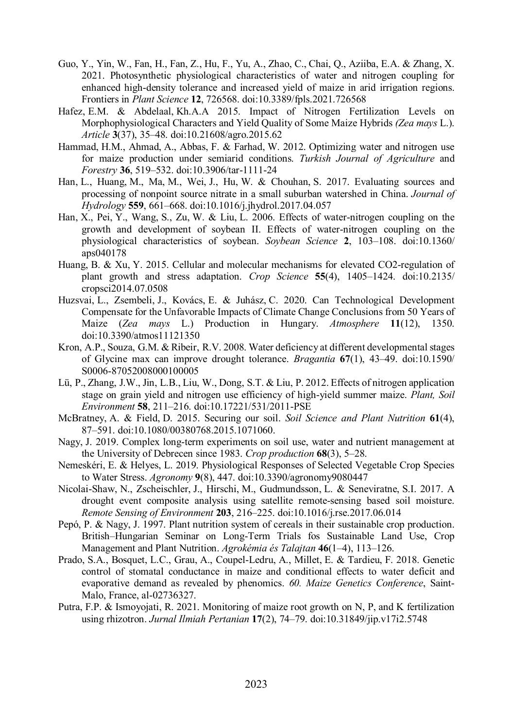Guo, Y., Yin, W., Fan, H., Fan, Z., Hu, F., Yu, A., Zhao, C., Chai, Q., Aziiba, E.A. & Zhang, X. 2021. Photosynthetic physiological characteristics of water and nitrogen coupling for enhanced high-density tolerance and increased yield of maize in arid irrigation regions. Frontiers in *Plant Science* **12**, 726568. doi:10.3389/fpls.2021.726568

Hafez, E.M. & Abdelaal, Kh.A.A 2015. Impact of Nitrogen Fertilization Levels on Morphophysiological Characters and Yield Quality of Some Maize Hybrids *(Zea mays* L.). *Article* **3**(37), 35–48. doi:10.21608/agro.2015.62

Hammad, H.M., Ahmad, A., Abbas, F. & Farhad, W. 2012. Optimizing water and nitrogen use for maize production under semiarid conditions. *Turkish Journal of Agriculture* and *Forestry* **36**, 519–532. doi:10.3906/tar-1111-24

Han, L., Huang, M., Ma, M., Wei, J., Hu, W. & Chouhan, S. 2017. Evaluating sources and processing of nonpoint source nitrate in a small suburban watershed in China. *Journal of Hydrology* **559**, 661–668. doi:10.1016/j.jhydrol.2017.04.057

Han, X., Pei, Y., Wang, S., Zu, W. & Liu, L. 2006. Effects of water-nitrogen coupling on the growth and development of soybean II. Effects of water-nitrogen coupling on the physiological characteristics of soybean. *Soybean Science* **2**, 103–108. doi:10.1360/aps040178

Huang, B. & Xu, Y. 2015. Cellular and molecular mechanisms for elevated CO2-regulation of plant growth and stress adaptation. *Crop Science* **55**(4), 1405–1424. doi:10.2135/cropsci2014.07.0508

Huzsvai, L., Zsembeli, J., Kovács, E. & Juhász, C. 2020. Can Technological Development Compensate for the Unfavorable Impacts of Climate Change Conclusions from 50 Years of Maize (*Zea mays* L.) Production in Hungary. *Atmosphere* **11**(12), 1350. doi:10.3390/atmos11121350

Kron, A.P., Souza, G.M. & Ribeir, R.V. 2008. Water deficiency at different developmental stages of Glycine max can improve drought tolerance. *Bragantia* **67**(1), 43–49. doi:10.1590/S0006-87052008000100005

Lü, P., Zhang, J.W., Jin, L.B., Liu, W., Dong, S.T. & Liu, P. 2012. Effects of nitrogen application stage on grain yield and nitrogen use efficiency of high-yield summer maize. *Plant, Soil Environment* **58**, 211–216. doi:10.17221/531/2011-PSE

McBratney, A. & Field, D. 2015. Securing our soil. *Soil Science and Plant Nutrition* **61**(4), 87–591. doi:10.1080/00380768.2015.1071060.

Nagy, J. 2019. Complex long-term experiments on soil use, water and nutrient management at the University of Debrecen since 1983. *Crop production* **68**(3), 5–28.

Nemeskéri, E. & Helyes, L. 2019. Physiological Responses of Selected Vegetable Crop Species to Water Stress. *Agronomy* **9**(8), 447. doi:10.3390/agronomy9080447

Nicolai-Shaw, N., Zscheischler, J., Hirschi, M., Gudmundsson, L. & Seneviratne, S.I. 2017. A drought event composite analysis using satellite remote-sensing based soil moisture. *Remote Sensing of Environment* **203**, 216–225. doi:10.1016/j.rse.2017.06.014

Pepó, P. & Nagy, J. 1997. Plant nutrition system of cereals in their sustainable crop production. British–Hungarian Seminar on Long-Term Trials fos Sustainable Land Use, Crop Management and Plant Nutrition. *Agrokémia és Talajtan* **46**(1–4), 113–126.

Prado, S.A., Bosquet, L.C., Grau, A., Coupel-Ledru, A., Millet, E. & Tardieu, F. 2018. Genetic control of stomatal conductance in maize and conditional effects to water deficit and evaporative demand as revealed by phenomics. *60. Maize Genetics Conference*, Saint-Malo, France, al-02736327.

Putra, F.P. & Ismoyojati, R. 2021. Monitoring of maize root growth on N, P, and K fertilization using rhizotron. *Jurnal Ilmiah Pertanian* **17**(2), 74–79. doi:10.31849/jip.v17i2.5748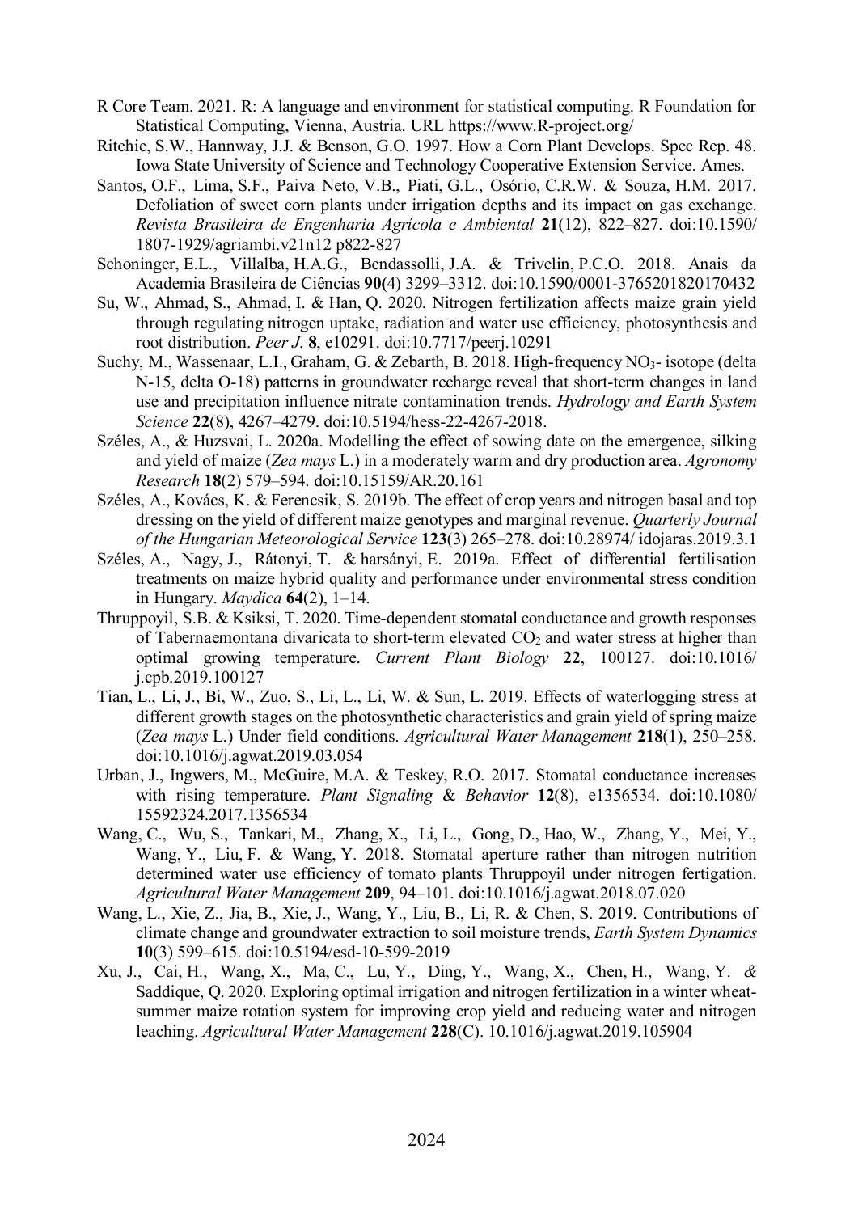R Core Team. 2021. R: A language and environment for statistical computing. R Foundation for Statistical Computing, Vienna, Austria. URL https://www.R-project.org/

Ritchie, S.W., Hannway, J.J. & Benson, G.O. 1997. How a Corn Plant Develops. Spec Rep. 48. Iowa State University of Science and Technology Cooperative Extension Service. Ames.

Santos, O.F., Lima, S.F., Paiva Neto, V.B., Piati, G.L., Osório, C.R.W. & Souza, H.M. 2017. Defoliation of sweet corn plants under irrigation depths and its impact on gas exchange. *Revista Brasileira de Engenharia Agrícola e Ambiental* **21**(12), 822–827. doi:10.1590/1807-1929/agriambi.v21n12 p822-827

Schoninger, E.L., Villalba, H.A.G., Bendassolli, J.A. & Trivelin, P.C.O. 2018. Anais da Academia Brasileira de Ciências **90(**4) 3299–3312. doi:10.1590/0001-3765201820170432

Su, W., Ahmad, S., Ahmad, I. & Han, Q. 2020. Nitrogen fertilization affects maize grain yield through regulating nitrogen uptake, radiation and water use efficiency, photosynthesis and root distribution. *Peer J.* **8**, e10291. doi:10.7717/peerj.10291

Suchy, M., Wassenaar, L.I., Graham, G. & Zebarth, B. 2018. High-frequency $NO_3$- isotope (delta N-15, delta O-18) patterns in groundwater recharge reveal that short-term changes in land use and precipitation influence nitrate contamination trends. *Hydrology and Earth System Science* **22**(8), 4267–4279. doi:10.5194/hess-22-4267-2018.

Széles, A., & Huzsvai, L. 2020a. Modelling the effect of sowing date on the emergence, silking and yield of maize (*Zea mays* L.) in a moderately warm and dry production area. *Agronomy Research* **18**(2) 579–594. doi:10.15159/AR.20.161

Széles, A., Kovács, K. & Ferencsik, S. 2019b. The effect of crop years and nitrogen basal and top dressing on the yield of different maize genotypes and marginal revenue. *Quarterly Journal of the Hungarian Meteorological Service* **123**(3) 265–278. doi:10.28974/ idojaras.2019.3.1

Széles, A., Nagy, J., Rátonyi, T. & harsányi, E. 2019a. Effect of differential fertilisation treatments on maize hybrid quality and performance under environmental stress condition in Hungary. *Maydica* **64**(2), 1–14.

Thruppoyil, S.B. & Ksiksi, T. 2020. Time-dependent stomatal conductance and growth responses of Tabernaemontana divaricata to short-term elevated $CO_2$ and water stress at higher than optimal growing temperature. *Current Plant Biology* **22**, 100127. doi:10.1016/ j.cpb.2019.100127

Tian, L., Li, J., Bi, W., Zuo, S., Li, L., Li, W. & Sun, L. 2019. Effects of waterlogging stress at different growth stages on the photosynthetic characteristics and grain yield of spring maize (*Zea mays* L.) Under field conditions. *Agricultural Water Management* **218**(1), 250–258. doi:10.1016/j.agwat.2019.03.054

Urban, J., Ingwers, M., McGuire, M.A. & Teskey, R.O. 2017. Stomatal conductance increases with rising temperature. *Plant Signaling* & *Behavior* **12**(8), e1356534. doi:10.1080/ 15592324.2017.1356534

Wang, C., Wu, S., Tankari, M., Zhang, X., Li, L., Gong, D., Hao, W., Zhang, Y., Mei, Y., Wang, Y., Liu, F. & Wang, Y. 2018. Stomatal aperture rather than nitrogen nutrition determined water use efficiency of tomato plants Thruppoyil under nitrogen fertigation. *Agricultural Water Management* **209**, 94–101. doi:10.1016/j.agwat.2018.07.020

Wang, L., Xie, Z., Jia, B., Xie, J., Wang, Y., Liu, B., Li, R. & Chen, S. 2019. Contributions of climate change and groundwater extraction to soil moisture trends, *Earth System Dynamics* **10**(3) 599–615. doi:10.5194/esd-10-599-2019

Xu, J., Cai, H., Wang, X., Ma, C., Lu, Y., Ding, Y., Wang, X., Chen, H., Wang, Y. *&* Saddique, Q. 2020. Exploring optimal irrigation and nitrogen fertilization in a winter wheat-summer maize rotation system for improving crop yield and reducing water and nitrogen leaching. *Agricultural Water Management* **228**(C). 10.1016/j.agwat.2019.105904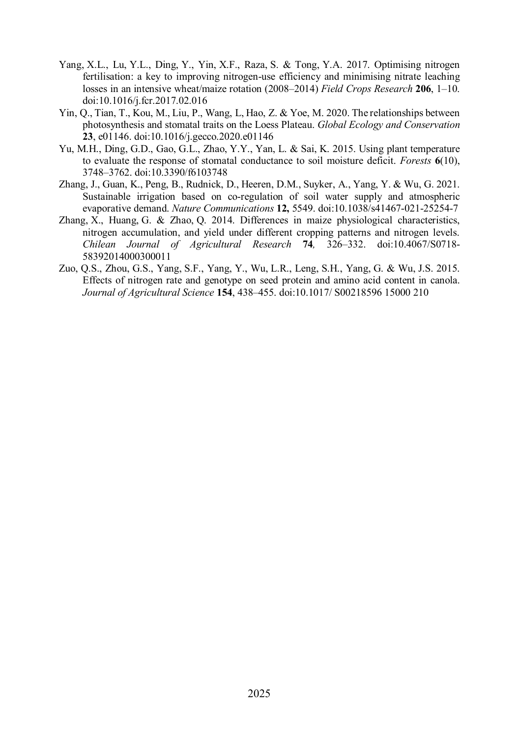Yang, X.L., Lu, Y.L., Ding, Y., Yin, X.F., Raza, S. & Tong, Y.A. 2017. Optimising nitrogen fertilisation: a key to improving nitrogen-use efficiency and minimising nitrate leaching losses in an intensive wheat/maize rotation (2008–2014) *Field Crops Research* **206**, 1–10. doi:10.1016/j.fcr.2017.02.016

Yin, Q., Tian, T., Kou, M., Liu, P., Wang, L, Hao, Z. & Yoe, M. 2020. The relationships between photosynthesis and stomatal traits on the Loess Plateau. *Global Ecology and Conservation* **23**, e01146. doi:10.1016/j.gecco.2020.e01146

Yu, M.H., Ding, G.D., Gao, G.L., Zhao, Y.Y., Yan, L. & Sai, K. 2015. Using plant temperature to evaluate the response of stomatal conductance to soil moisture deficit. *Forests* **6**(10), 3748–3762. doi:10.3390/f6103748

Zhang, J., Guan, K., Peng, B., Rudnick, D., Heeren, D.M., Suyker, A., Yang, Y. & Wu, G. 2021. Sustainable irrigation based on co-regulation of soil water supply and atmospheric evaporative demand. *Nature Communications* **12,** 5549. doi:10.1038/s41467-021-25254-7

Zhang, X., Huang, G. & Zhao, Q. 2014. Differences in maize physiological characteristics, nitrogen accumulation, and yield under different cropping patterns and nitrogen levels. *Chilean Journal of Agricultural Research* **74***,* 326–332. doi:10.4067/S0718-58392014000300011

Zuo, Q.S., Zhou, G.S., Yang, S.F., Yang, Y., Wu, L.R., Leng, S.H., Yang, G. & Wu, J.S. 2015. Effects of nitrogen rate and genotype on seed protein and amino acid content in canola. *Journal of Agricultural Science* **154**, 438–455. doi:10.1017/ S00218596 15000 210